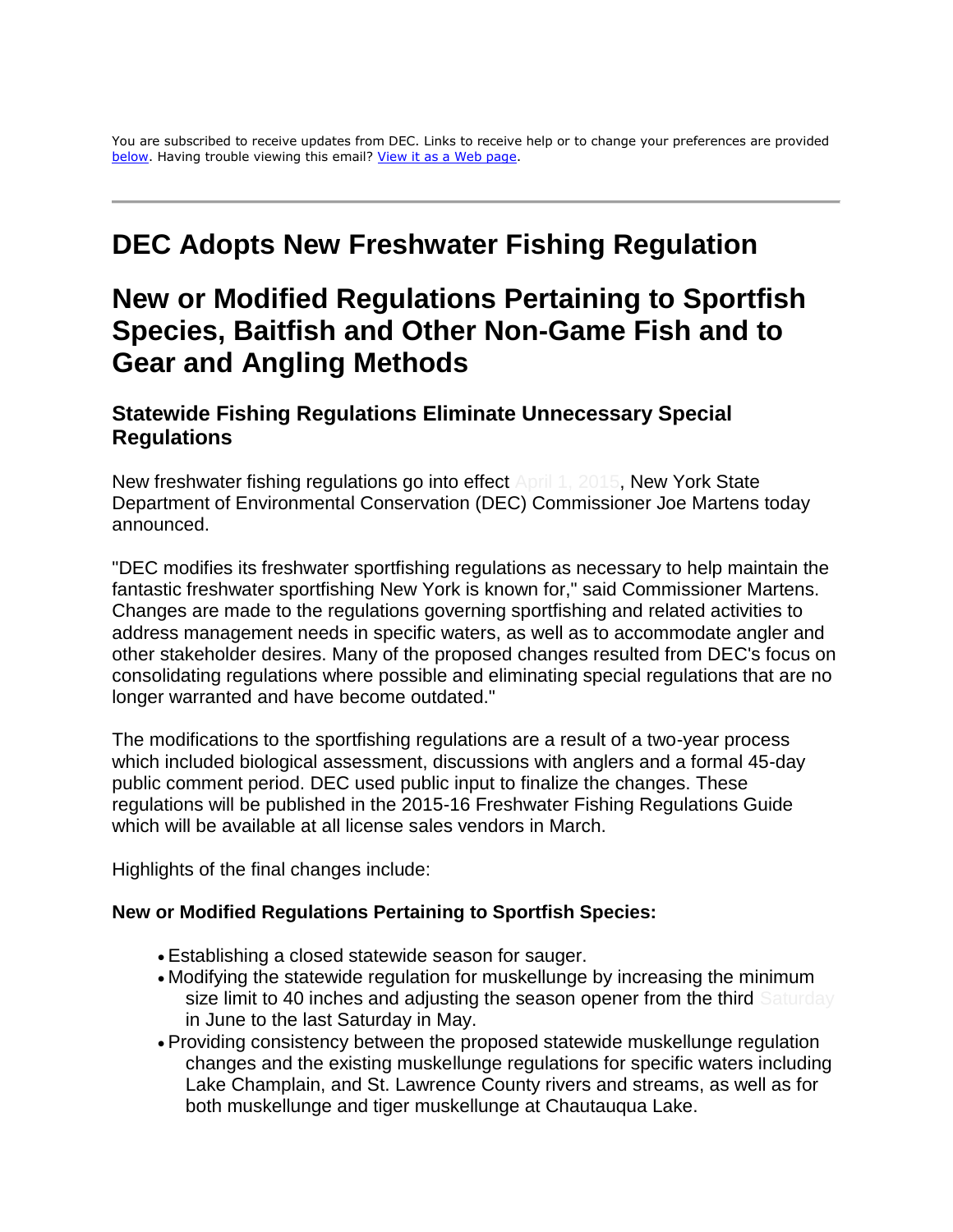You are subscribed to receive updates from DEC. Links to receive help or to change your preferences are provided below. Having trouble viewing this email? View it as a Web page.

# DEC Adopts New Freshwater Fishing Regulation

# New or Modified Regulations Pertaining to Sportfish Species, Baitfish and Other Non-Game Fish and to Gear and Angling Methods

### Statewide Fishing Regulations Eliminate Unnecessary Special Regulations

New freshwater fishing regulations go into effect April 1, 2015, New York State Department of Environmental Conservation (DEC) Commissioner Joe Martens today announced.

"DEC modifies its freshwater sportfishing regulations as necessary to help maintain the fantastic freshwater sportfishing New York is known for," said Commissioner Martens. Changes are made to the regulations governing sportfishing and related activities to address management needs in specific waters, as well as to accommodate angler and other stakeholder desires. Many of the proposed changes resulted from DEC's focus on consolidating regulations where possible and eliminating special regulations that are no longer warranted and have become outdated."

The modifications to the sportfishing regulations are a result of a two-year process which included biological assessment, discussions with anglers and a formal 45-day public comment period. DEC used public input to finalize the changes. These regulations will be published in the 2015-16 Freshwater Fishing Regulations Guide which will be available at all license sales vendors in March.

Highlights of the final changes include:

**New or Modified Regulations Pertaining to Sportfish Species:**

- Establishing a closed statewide season for sauger.
- Modifying the statewide regulation for muskellunge by increasing the minimum size limit to 40 inches and adjusting the season opener from the third Saturday in June to the last Saturday in May.
- Providing consistency between the proposed statewide muskellunge regulation changes and the existing muskellunge regulations for specific waters including Lake Champlain, and St. Lawrence County rivers and streams, as well as for both muskellunge and tiger muskellunge at Chautauqua Lake.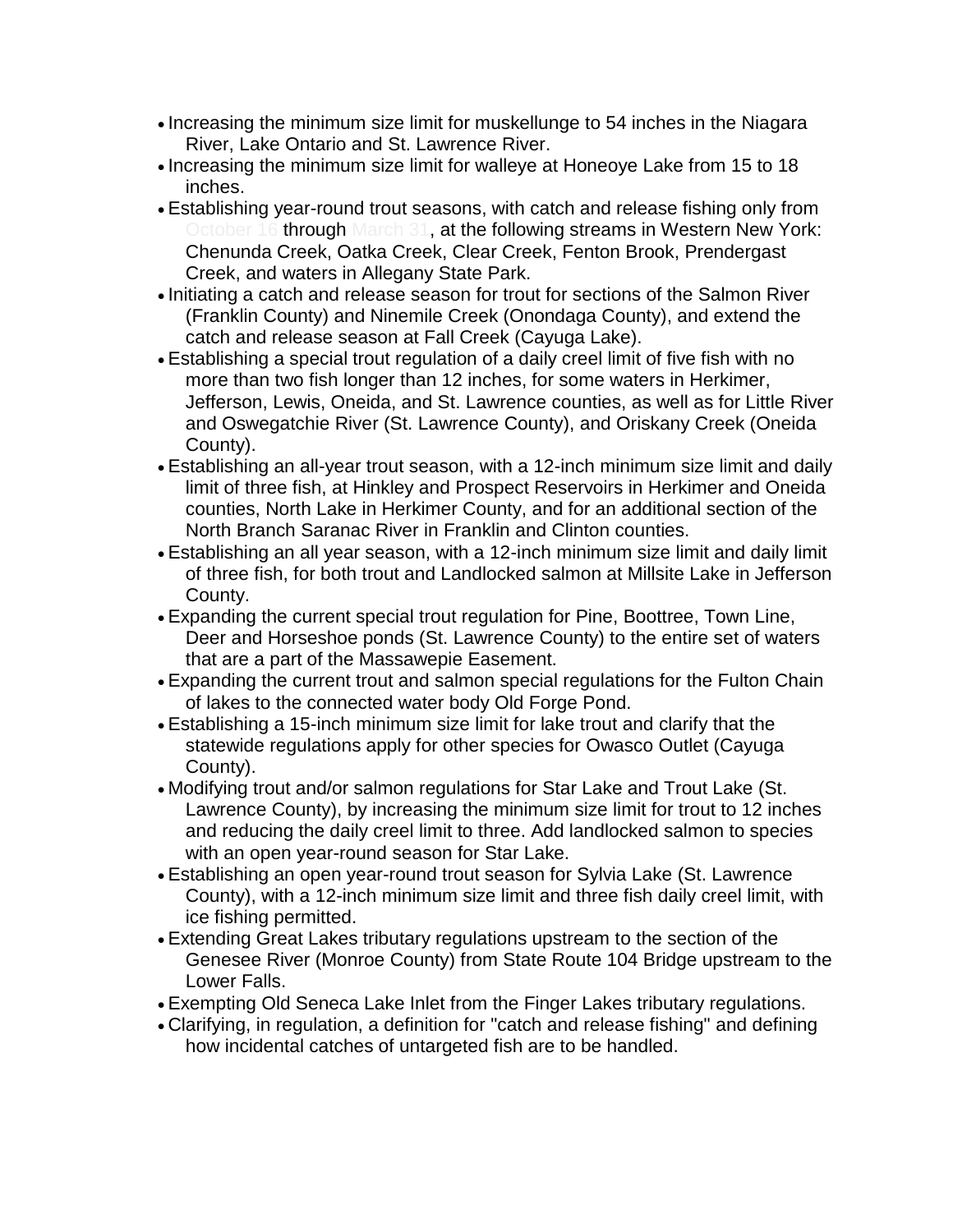- Increasing the minimum size limit for muskellunge to 54 inches in the Niagara River, Lake Ontario and St. Lawrence River.
- Increasing the minimum size limit for walleye at Honeoye Lake from 15 to 18 inches.
- Establishing year-round trout seasons, with catch and release fishing only from October 16 through March 31, at the following streams in Western New York: Chenunda Creek, Oatka Creek, Clear Creek, Fenton Brook, Prendergast Creek, and waters in Allegany State Park.
- Initiating a catch and release season for trout for sections of the Salmon River (Franklin County) and Ninemile Creek (Onondaga County), and extend the catch and release season at Fall Creek (Cayuga Lake).
- Establishing a special trout regulation of a daily creel limit of five fish with no more than two fish longer than 12 inches, for some waters in Herkimer, Jefferson, Lewis, Oneida, and St. Lawrence counties, as well as for Little River and Oswegatchie River (St. Lawrence County), and Oriskany Creek (Oneida County).
- Establishing an all-year trout season, with a 12-inch minimum size limit and daily limit of three fish, at Hinkley and Prospect Reservoirs in Herkimer and Oneida counties, North Lake in Herkimer County, and for an additional section of the North Branch Saranac River in Franklin and Clinton counties.
- Establishing an all year season, with a 12-inch minimum size limit and daily limit of three fish, for both trout and Landlocked salmon at Millsite Lake in Jefferson County.
- Expanding the current special trout regulation for Pine, Boottree, Town Line, Deer and Horseshoe ponds (St. Lawrence County) to the entire set of waters that are a part of the Massawepie Easement.
- Expanding the current trout and salmon special regulations for the Fulton Chain of lakes to the connected water body Old Forge Pond.
- Establishing a 15-inch minimum size limit for lake trout and clarify that the statewide regulations apply for other species for Owasco Outlet (Cayuga County).
- Modifying trout and/or salmon regulations for Star Lake and Trout Lake (St. Lawrence County), by increasing the minimum size limit for trout to 12 inches and reducing the daily creel limit to three. Add landlocked salmon to species with an open year-round season for Star Lake.
- Establishing an open year-round trout season for Sylvia Lake (St. Lawrence County), with a 12-inch minimum size limit and three fish daily creel limit, with ice fishing permitted.
- Extending Great Lakes tributary regulations upstream to the section of the Genesee River (Monroe County) from State Route 104 Bridge upstream to the Lower Falls.
- Exempting Old Seneca Lake Inlet from the Finger Lakes tributary regulations.
- Clarifying, in regulation, a definition for "catch and release fishing" and defining how incidental catches of untargeted fish are to be handled.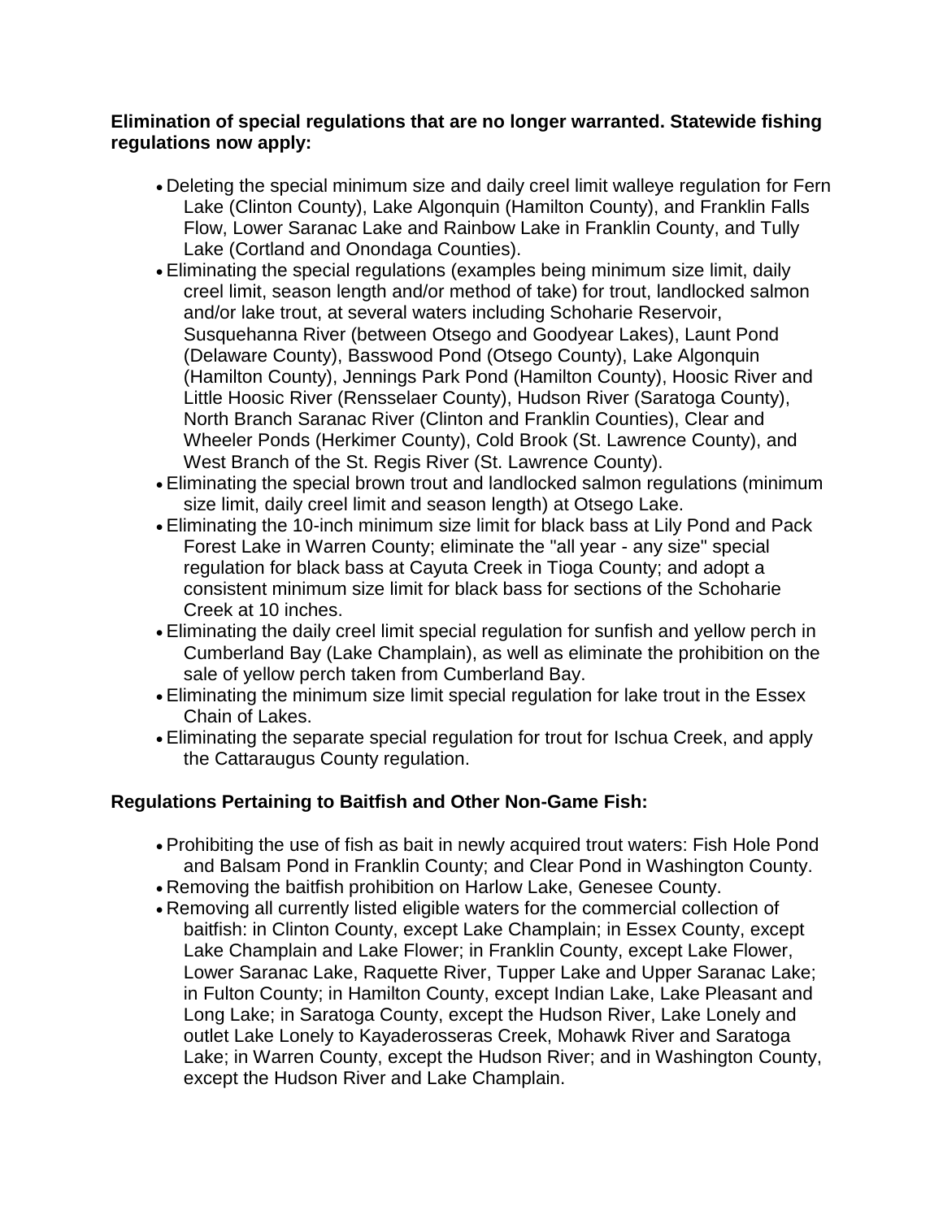**Elimination of special regulations that are no longer warranted. Statewide fishing regulations now apply:**

- Deleting the special minimum size and daily creel limit walleye regulation for Fern Lake (Clinton County), Lake Algonquin (Hamilton County), and Franklin Falls Flow, Lower Saranac Lake and Rainbow Lake in Franklin County, and Tully Lake (Cortland and Onondaga Counties).
- Eliminating the special regulations (examples being minimum size limit, daily creel limit, season length and/or method of take) for trout, landlocked salmon and/or lake trout, at several waters including Schoharie Reservoir, Susquehanna River (between Otsego and Goodyear Lakes), Launt Pond (Delaware County), Basswood Pond (Otsego County), Lake Algonquin (Hamilton County), Jennings Park Pond (Hamilton County), Hoosic River and Little Hoosic River (Rensselaer County), Hudson River (Saratoga County), North Branch Saranac River (Clinton and Franklin Counties), Clear and Wheeler Ponds (Herkimer County), Cold Brook (St. Lawrence County), and West Branch of the St. Regis River (St. Lawrence County).
- Eliminating the special brown trout and landlocked salmon regulations (minimum size limit, daily creel limit and season length) at Otsego Lake.
- Eliminating the 10-inch minimum size limit for black bass at Lily Pond and Pack Forest Lake in Warren County; eliminate the "all year - any size" special regulation for black bass at Cayuta Creek in Tioga County; and adopt a consistent minimum size limit for black bass for sections of the Schoharie Creek at 10 inches.
- Eliminating the daily creel limit special regulation for sunfish and yellow perch in Cumberland Bay (Lake Champlain), as well as eliminate the prohibition on the sale of yellow perch taken from Cumberland Bay.
- Eliminating the minimum size limit special regulation for lake trout in the Essex Chain of Lakes.
- Eliminating the separate special regulation for trout for Ischua Creek, and apply the Cattaraugus County regulation.

**Regulations Pertaining to Baitfish and Other Non-Game Fish:**

- Prohibiting the use of fish as bait in newly acquired trout waters: Fish Hole Pond and Balsam Pond in Franklin County; and Clear Pond in Washington County.
- Removing the baitfish prohibition on Harlow Lake, Genesee County.
- Removing all currently listed eligible waters for the commercial collection of baitfish: in Clinton County, except Lake Champlain; in Essex County, except Lake Champlain and Lake Flower; in Franklin County, except Lake Flower, Lower Saranac Lake, Raquette River, Tupper Lake and Upper Saranac Lake; in Fulton County; in Hamilton County, except Indian Lake, Lake Pleasant and Long Lake; in Saratoga County, except the Hudson River, Lake Lonely and outlet Lake Lonely to Kayaderosseras Creek, Mohawk River and Saratoga Lake; in Warren County, except the Hudson River; and in Washington County, except the Hudson River and Lake Champlain.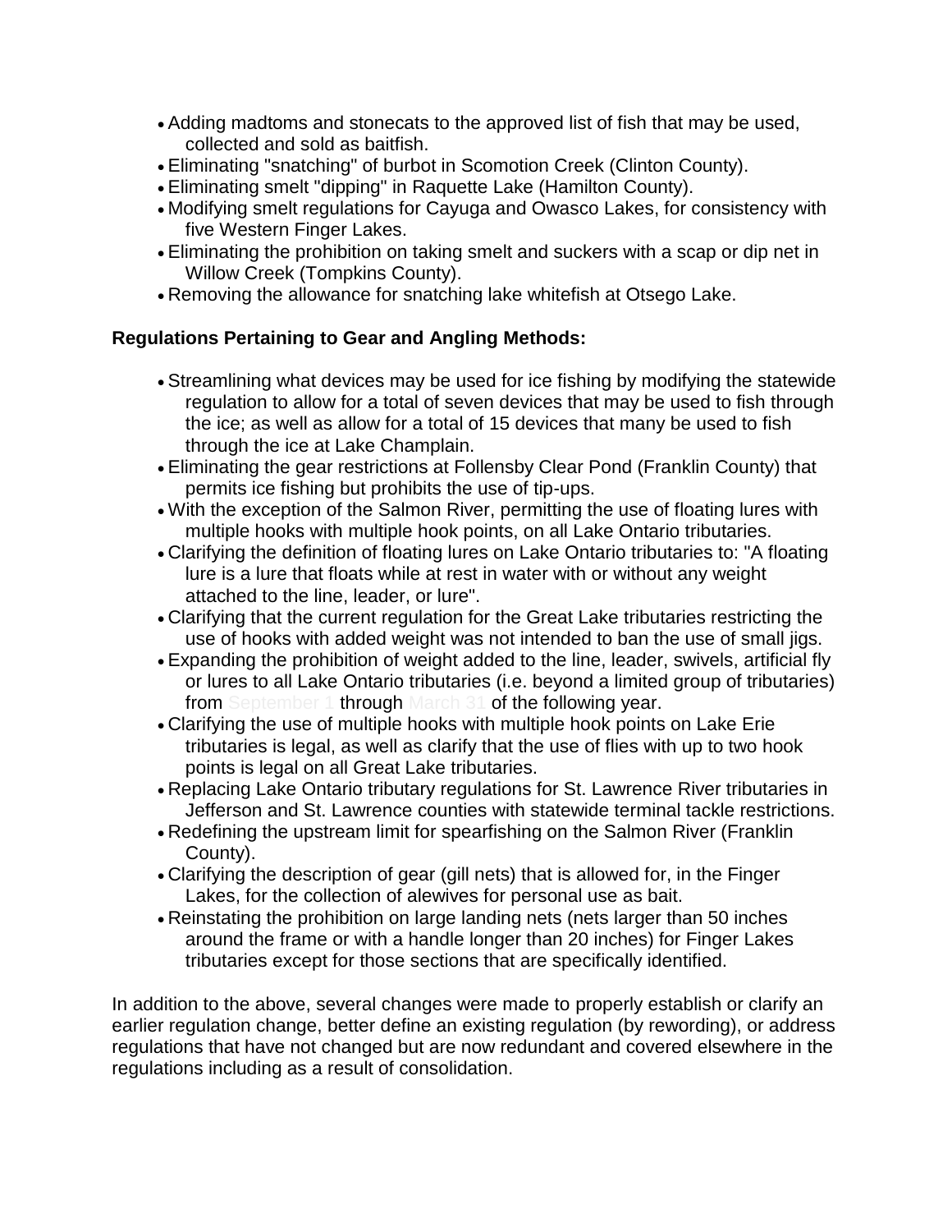- Adding madtoms and stonecats to the approved list of fish that may be used, collected and sold as baitfish.
- Eliminating "snatching" of burbot in Scomotion Creek (Clinton County).
- Eliminating smelt "dipping" in Raquette Lake (Hamilton County).
- Modifying smelt regulations for Cayuga and Owasco Lakes, for consistency with five Western Finger Lakes.
- Eliminating the prohibition on taking smelt and suckers with a scap or dip net in Willow Creek (Tompkins County).
- Removing the allowance for snatching lake whitefish at Otsego Lake.

**Regulations Pertaining to Gear and Angling Methods:**

- Streamlining what devices may be used for ice fishing by modifying the statewide regulation to allow for a total of seven devices that may be used to fish through the ice; as well as allow for a total of 15 devices that many be used to fish through the ice at Lake Champlain.
- Eliminating the gear restrictions at Follensby Clear Pond (Franklin County) that permits ice fishing but prohibits the use of tip-ups.
- With the exception of the Salmon River, permitting the use of floating lures with multiple hooks with multiple hook points, on all Lake Ontario tributaries.
- Clarifying the definition of floating lures on Lake Ontario tributaries to: "A floating lure is a lure that floats while at rest in water with or without any weight attached to the line, leader, or lure".
- Clarifying that the current regulation for the Great Lake tributaries restricting the use of hooks with added weight was not intended to ban the use of small jigs.
- Expanding the prohibition of weight added to the line, leader, swivels, artificial fly or lures to all Lake Ontario tributaries (i.e. beyond a limited group of tributaries) from September 1 through March 31 of the following year.
- Clarifying the use of multiple hooks with multiple hook points on Lake Erie tributaries is legal, as well as clarify that the use of flies with up to two hook points is legal on all Great Lake tributaries.
- Replacing Lake Ontario tributary regulations for St. Lawrence River tributaries in Jefferson and St. Lawrence counties with statewide terminal tackle restrictions.
- Redefining the upstream limit for spearfishing on the Salmon River (Franklin County).
- Clarifying the description of gear (gill nets) that is allowed for, in the Finger Lakes, for the collection of alewives for personal use as bait.
- Reinstating the prohibition on large landing nets (nets larger than 50 inches around the frame or with a handle longer than 20 inches) for Finger Lakes tributaries except for those sections that are specifically identified.

In addition to the above, several changes were made to properly establish or clarify an earlier regulation change, better define an existing regulation (by rewording), or address regulations that have not changed but are now redundant and covered elsewhere in the regulations including as a result of consolidation.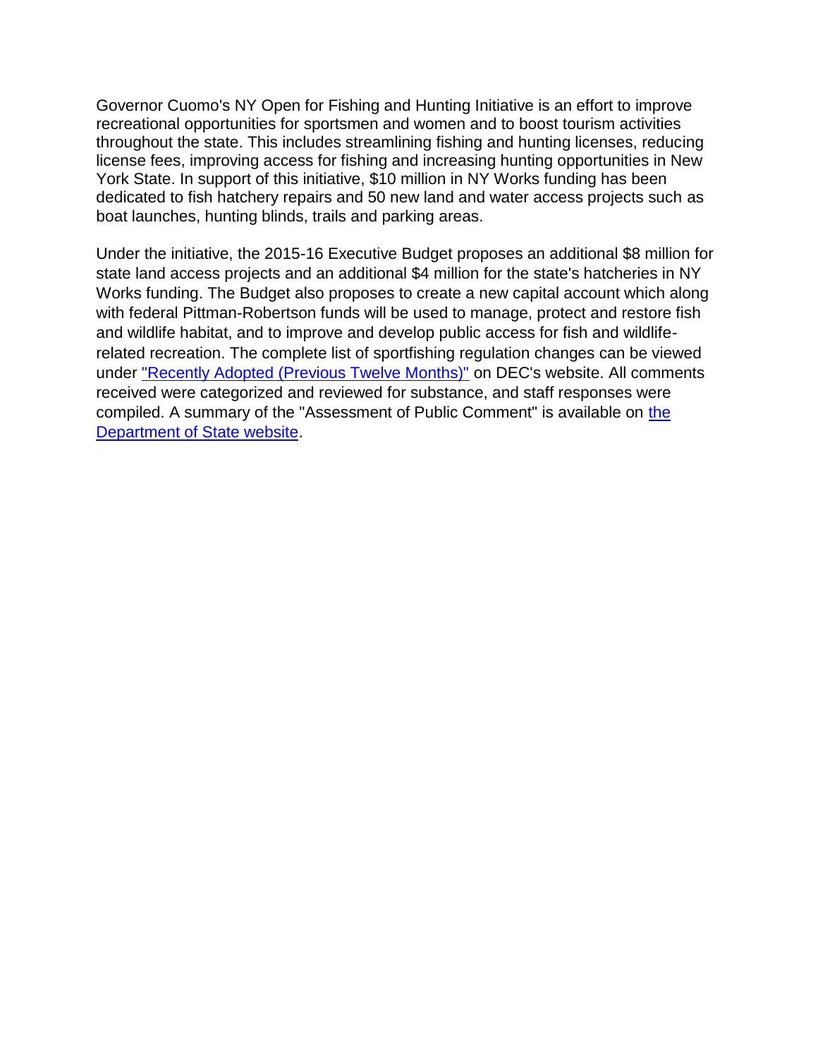Governor Cuomo's NY Open for Fishing and Hunting Initiative is an effort to improve recreational opportunities for sportsmen and women and to boost tourism activities throughout the state. This includes streamlining fishing and hunting licenses, reducing license fees, improving access for fishing and increasing hunting opportunities in New York State. In support of this initiative, $10 million in NY Works funding has been dedicated to fish hatchery repairs and 50 new land and water access projects such as boat launches, hunting blinds, trails and parking areas.

Under the initiative, the 2015-16 Executive Budget proposes an additional $8 million for state land access projects and an additional $4 million for the state's hatcheries in NY Works funding. The Budget also proposes to create a new capital account which along with federal Pittman-Robertson funds will be used to manage, protect and restore fish and wildlife habitat, and to improve and develop public access for fish and wildlife-related recreation. The complete list of sportfishing regulation changes can be viewed under "Recently Adopted (Previous Twelve Months)" on DEC's website. All comments received were categorized and reviewed for substance, and staff responses were compiled. A summary of the "Assessment of Public Comment" is available on the Department of State website.